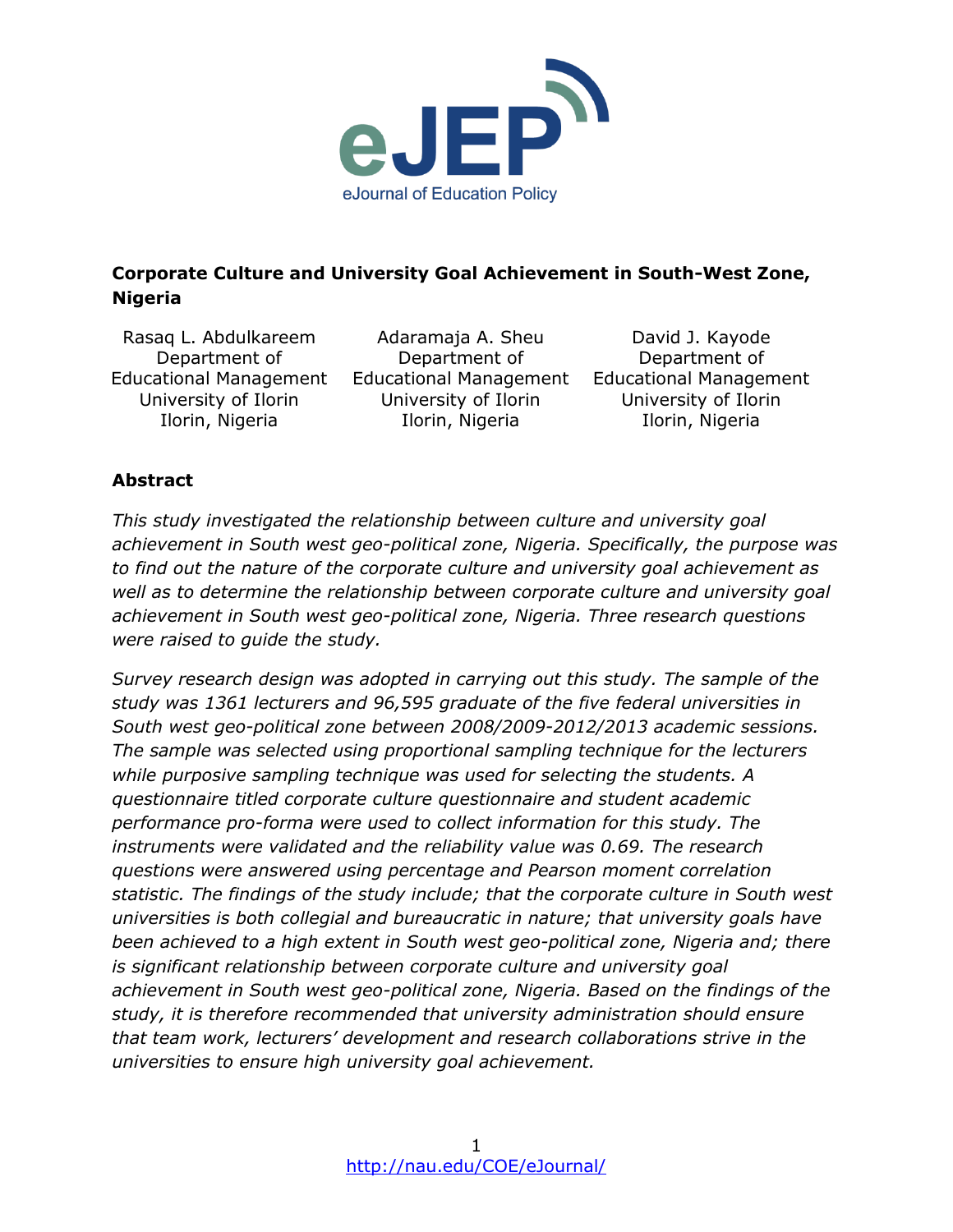# Corporate Culture and University Goal Achievement in South-West Zone, Nigeria

Rasaq L. Abdulkareem
Department of Educational Management
University of Ilorin
Ilorin, Nigeria

Adaramaja A. Sheu
Department of Educational Management
University of Ilorin
Ilorin, Nigeria

David J. Kayode
Department of Educational Management
University of Ilorin
Ilorin, Nigeria

## Abstract

*This study investigated the relationship between culture and university goal achievement in South west geo-political zone, Nigeria. Specifically, the purpose was to find out the nature of the corporate culture and university goal achievement as well as to determine the relationship between corporate culture and university goal achievement in South west geo-political zone, Nigeria. Three research questions were raised to guide the study.*

*Survey research design was adopted in carrying out this study. The sample of the study was 1361 lecturers and 96,595 graduate of the five federal universities in South west geo-political zone between 2008/2009-2012/2013 academic sessions. The sample was selected using proportional sampling technique for the lecturers while purposive sampling technique was used for selecting the students. A questionnaire titled corporate culture questionnaire and student academic performance pro-forma were used to collect information for this study. The instruments were validated and the reliability value was 0.69. The research questions were answered using percentage and Pearson moment correlation statistic. The findings of the study include; that the corporate culture in South west universities is both collegial and bureaucratic in nature; that university goals have been achieved to a high extent in South west geo-political zone, Nigeria and; there is significant relationship between corporate culture and university goal achievement in South west geo-political zone, Nigeria. Based on the findings of the study, it is therefore recommended that university administration should ensure that team work, lecturers' development and research collaborations strive in the universities to ensure high university goal achievement.*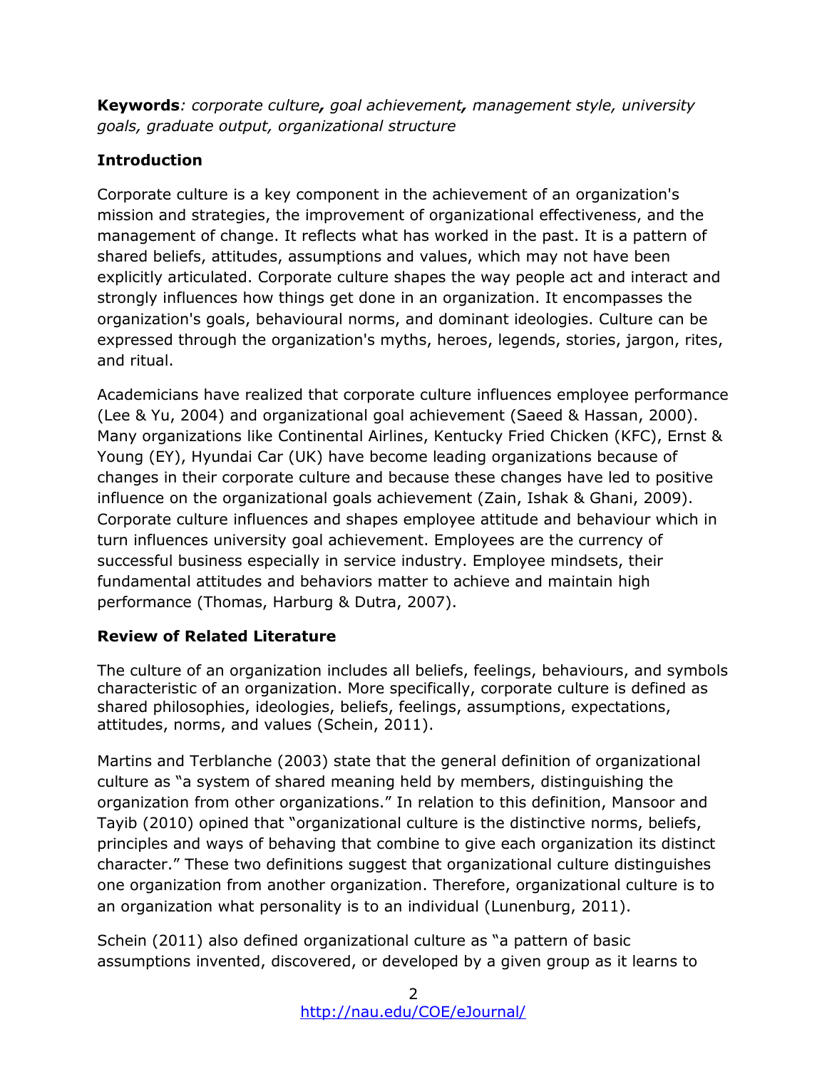**Keywords**: *corporate culture, goal achievement, management style, university goals, graduate output, organizational structure*

## Introduction

Corporate culture is a key component in the achievement of an organization's mission and strategies, the improvement of organizational effectiveness, and the management of change. It reflects what has worked in the past. It is a pattern of shared beliefs, attitudes, assumptions and values, which may not have been explicitly articulated. Corporate culture shapes the way people act and interact and strongly influences how things get done in an organization. It encompasses the organization's goals, behavioural norms, and dominant ideologies. Culture can be expressed through the organization's myths, heroes, legends, stories, jargon, rites, and ritual.

Academicians have realized that corporate culture influences employee performance (Lee & Yu, 2004) and organizational goal achievement (Saeed & Hassan, 2000). Many organizations like Continental Airlines, Kentucky Fried Chicken (KFC), Ernst & Young (EY), Hyundai Car (UK) have become leading organizations because of changes in their corporate culture and because these changes have led to positive influence on the organizational goals achievement (Zain, Ishak & Ghani, 2009). Corporate culture influences and shapes employee attitude and behaviour which in turn influences university goal achievement. Employees are the currency of successful business especially in service industry. Employee mindsets, their fundamental attitudes and behaviors matter to achieve and maintain high performance (Thomas, Harburg & Dutra, 2007).

## Review of Related Literature

The culture of an organization includes all beliefs, feelings, behaviours, and symbols characteristic of an organization. More specifically, corporate culture is defined as shared philosophies, ideologies, beliefs, feelings, assumptions, expectations, attitudes, norms, and values (Schein, 2011).

Martins and Terblanche (2003) state that the general definition of organizational culture as "a system of shared meaning held by members, distinguishing the organization from other organizations." In relation to this definition, Mansoor and Tayib (2010) opined that "organizational culture is the distinctive norms, beliefs, principles and ways of behaving that combine to give each organization its distinct character." These two definitions suggest that organizational culture distinguishes one organization from another organization. Therefore, organizational culture is to an organization what personality is to an individual (Lunenburg, 2011).

Schein (2011) also defined organizational culture as "a pattern of basic assumptions invented, discovered, or developed by a given group as it learns to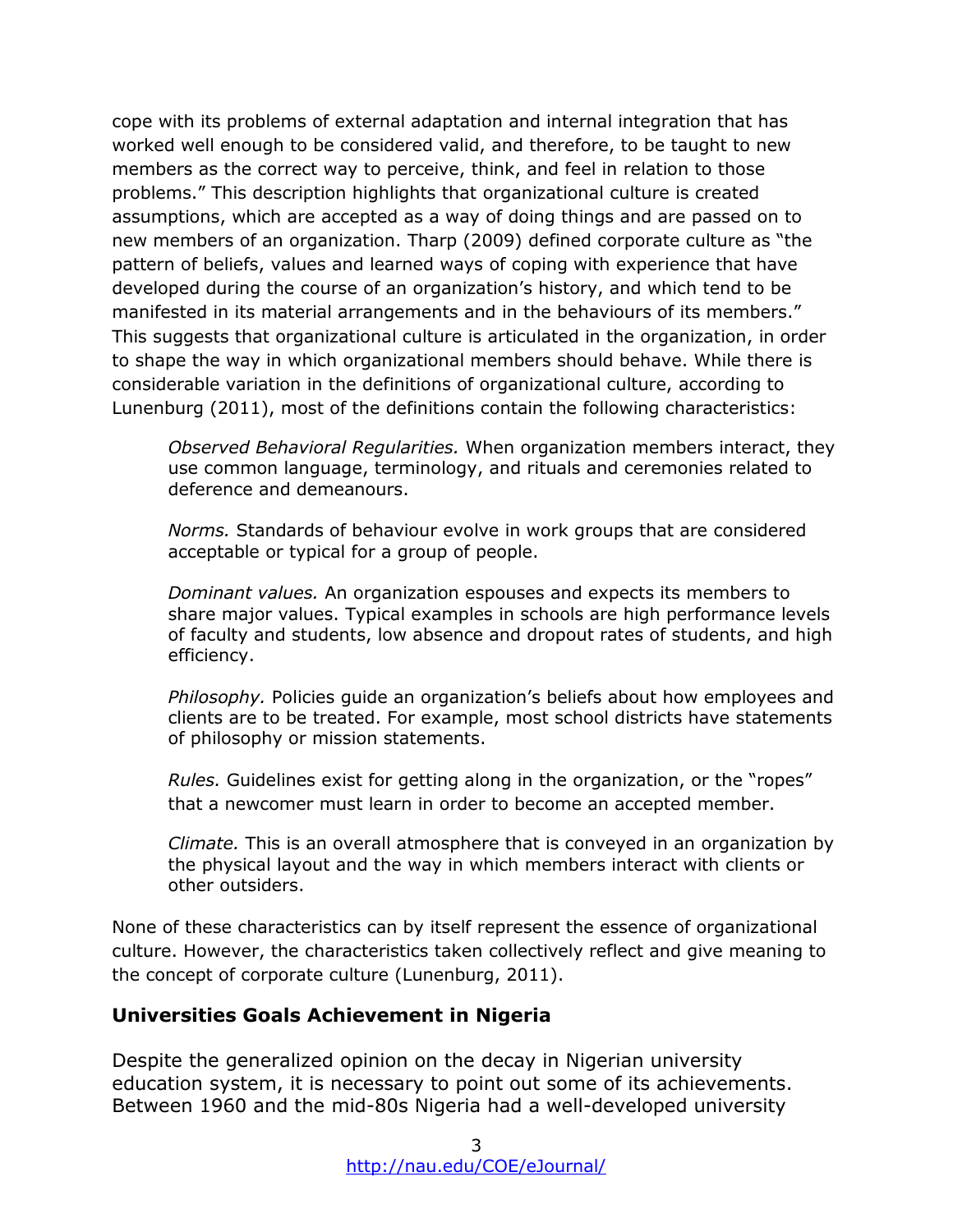cope with its problems of external adaptation and internal integration that has worked well enough to be considered valid, and therefore, to be taught to new members as the correct way to perceive, think, and feel in relation to those problems." This description highlights that organizational culture is created assumptions, which are accepted as a way of doing things and are passed on to new members of an organization. Tharp (2009) defined corporate culture as "the pattern of beliefs, values and learned ways of coping with experience that have developed during the course of an organization's history, and which tend to be manifested in its material arrangements and in the behaviours of its members." This suggests that organizational culture is articulated in the organization, in order to shape the way in which organizational members should behave. While there is considerable variation in the definitions of organizational culture, according to Lunenburg (2011), most of the definitions contain the following characteristics:

> *Observed Behavioral Regularities.* When organization members interact, they use common language, terminology, and rituals and ceremonies related to deference and demeanours.
>
> *Norms.* Standards of behaviour evolve in work groups that are considered acceptable or typical for a group of people.
>
> *Dominant values.* An organization espouses and expects its members to share major values. Typical examples in schools are high performance levels of faculty and students, low absence and dropout rates of students, and high efficiency.
>
> *Philosophy.* Policies guide an organization's beliefs about how employees and clients are to be treated. For example, most school districts have statements of philosophy or mission statements.
>
> *Rules.* Guidelines exist for getting along in the organization, or the "ropes" that a newcomer must learn in order to become an accepted member.
>
> *Climate.* This is an overall atmosphere that is conveyed in an organization by the physical layout and the way in which members interact with clients or other outsiders.

None of these characteristics can by itself represent the essence of organizational culture. However, the characteristics taken collectively reflect and give meaning to the concept of corporate culture (Lunenburg, 2011).

## Universities Goals Achievement in Nigeria

Despite the generalized opinion on the decay in Nigerian university education system, it is necessary to point out some of its achievements. Between 1960 and the mid-80s Nigeria had a well-developed university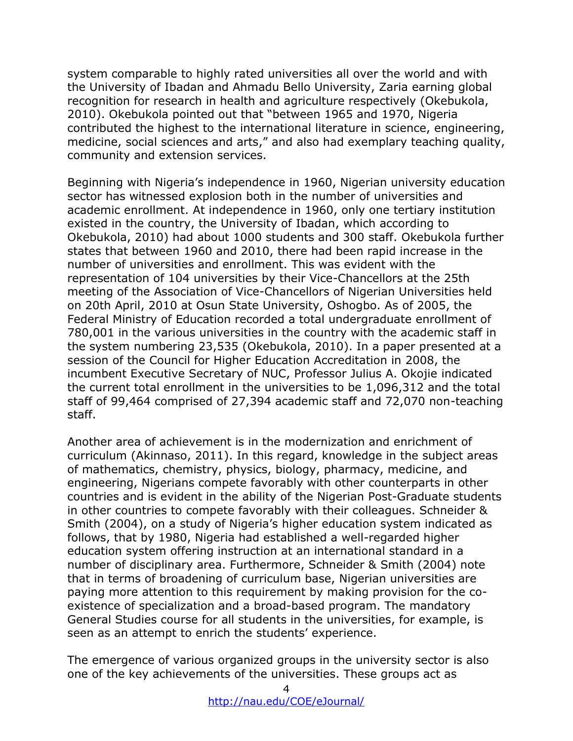system comparable to highly rated universities all over the world and with the University of Ibadan and Ahmadu Bello University, Zaria earning global recognition for research in health and agriculture respectively (Okebukola, 2010). Okebukola pointed out that "between 1965 and 1970, Nigeria contributed the highest to the international literature in science, engineering, medicine, social sciences and arts," and also had exemplary teaching quality, community and extension services.

Beginning with Nigeria's independence in 1960, Nigerian university education sector has witnessed explosion both in the number of universities and academic enrollment. At independence in 1960, only one tertiary institution existed in the country, the University of Ibadan, which according to Okebukola, 2010) had about 1000 students and 300 staff. Okebukola further states that between 1960 and 2010, there had been rapid increase in the number of universities and enrollment. This was evident with the representation of 104 universities by their Vice-Chancellors at the 25th meeting of the Association of Vice-Chancellors of Nigerian Universities held on 20th April, 2010 at Osun State University, Oshogbo. As of 2005, the Federal Ministry of Education recorded a total undergraduate enrollment of 780,001 in the various universities in the country with the academic staff in the system numbering 23,535 (Okebukola, 2010). In a paper presented at a session of the Council for Higher Education Accreditation in 2008, the incumbent Executive Secretary of NUC, Professor Julius A. Okojie indicated the current total enrollment in the universities to be 1,096,312 and the total staff of 99,464 comprised of 27,394 academic staff and 72,070 non-teaching staff.

Another area of achievement is in the modernization and enrichment of curriculum (Akinnaso, 2011). In this regard, knowledge in the subject areas of mathematics, chemistry, physics, biology, pharmacy, medicine, and engineering, Nigerians compete favorably with other counterparts in other countries and is evident in the ability of the Nigerian Post-Graduate students in other countries to compete favorably with their colleagues. Schneider & Smith (2004), on a study of Nigeria's higher education system indicated as follows, that by 1980, Nigeria had established a well-regarded higher education system offering instruction at an international standard in a number of disciplinary area. Furthermore, Schneider & Smith (2004) note that in terms of broadening of curriculum base, Nigerian universities are paying more attention to this requirement by making provision for the co-existence of specialization and a broad-based program. The mandatory General Studies course for all students in the universities, for example, is seen as an attempt to enrich the students' experience.

The emergence of various organized groups in the university sector is also one of the key achievements of the universities. These groups act as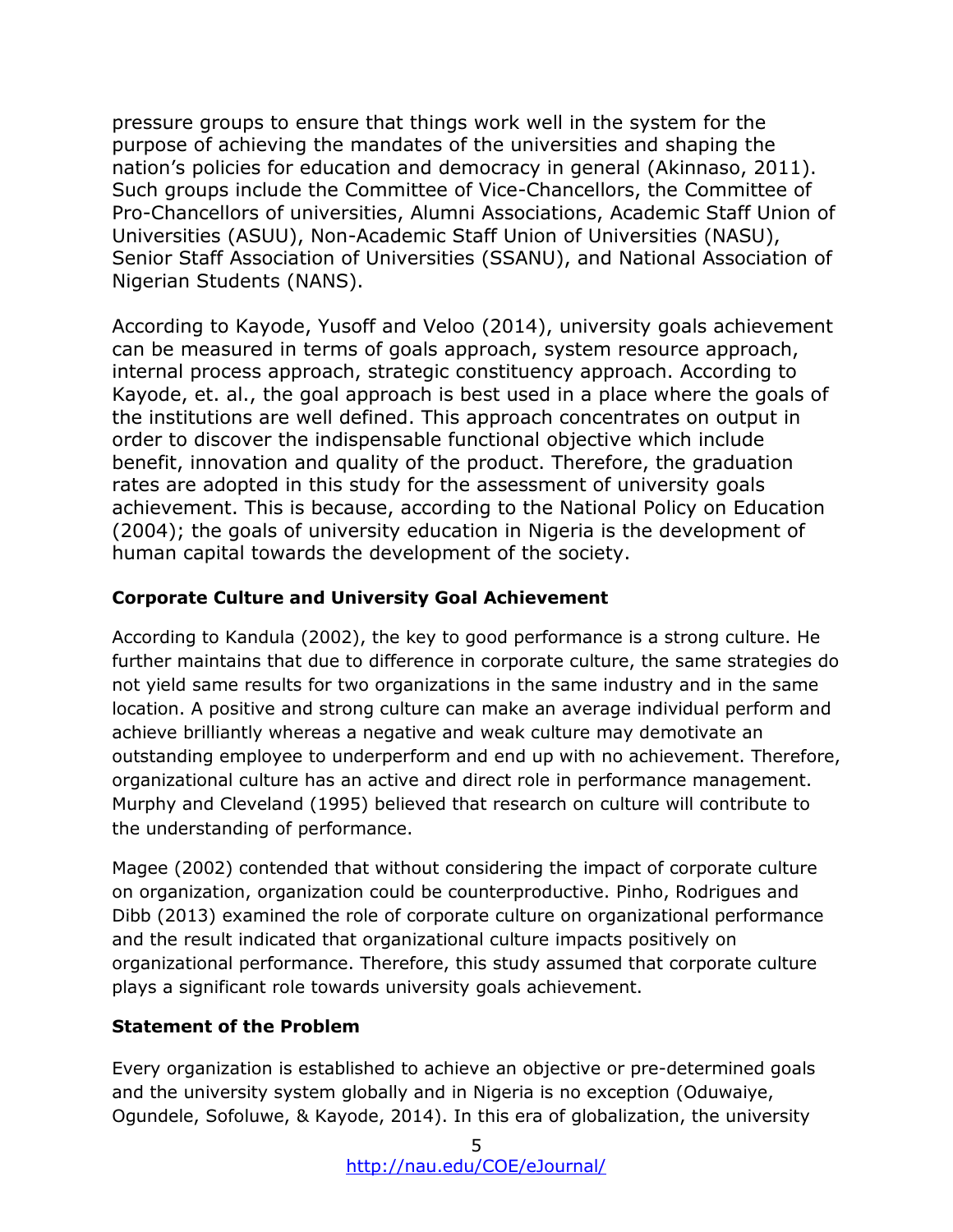pressure groups to ensure that things work well in the system for the purpose of achieving the mandates of the universities and shaping the nation's policies for education and democracy in general (Akinnaso, 2011). Such groups include the Committee of Vice-Chancellors, the Committee of Pro-Chancellors of universities, Alumni Associations, Academic Staff Union of Universities (ASUU), Non-Academic Staff Union of Universities (NASU), Senior Staff Association of Universities (SSANU), and National Association of Nigerian Students (NANS).

According to Kayode, Yusoff and Veloo (2014), university goals achievement can be measured in terms of goals approach, system resource approach, internal process approach, strategic constituency approach. According to Kayode, et. al., the goal approach is best used in a place where the goals of the institutions are well defined. This approach concentrates on output in order to discover the indispensable functional objective which include benefit, innovation and quality of the product. Therefore, the graduation rates are adopted in this study for the assessment of university goals achievement. This is because, according to the National Policy on Education (2004); the goals of university education in Nigeria is the development of human capital towards the development of the society.

**Corporate Culture and University Goal Achievement**

According to Kandula (2002), the key to good performance is a strong culture. He further maintains that due to difference in corporate culture, the same strategies do not yield same results for two organizations in the same industry and in the same location. A positive and strong culture can make an average individual perform and achieve brilliantly whereas a negative and weak culture may demotivate an outstanding employee to underperform and end up with no achievement. Therefore, organizational culture has an active and direct role in performance management. Murphy and Cleveland (1995) believed that research on culture will contribute to the understanding of performance.

Magee (2002) contended that without considering the impact of corporate culture on organization, organization could be counterproductive. Pinho, Rodrigues and Dibb (2013) examined the role of corporate culture on organizational performance and the result indicated that organizational culture impacts positively on organizational performance. Therefore, this study assumed that corporate culture plays a significant role towards university goals achievement.

**Statement of the Problem**

Every organization is established to achieve an objective or pre-determined goals and the university system globally and in Nigeria is no exception (Oduwaiye, Ogundele, Sofoluwe, & Kayode, 2014). In this era of globalization, the university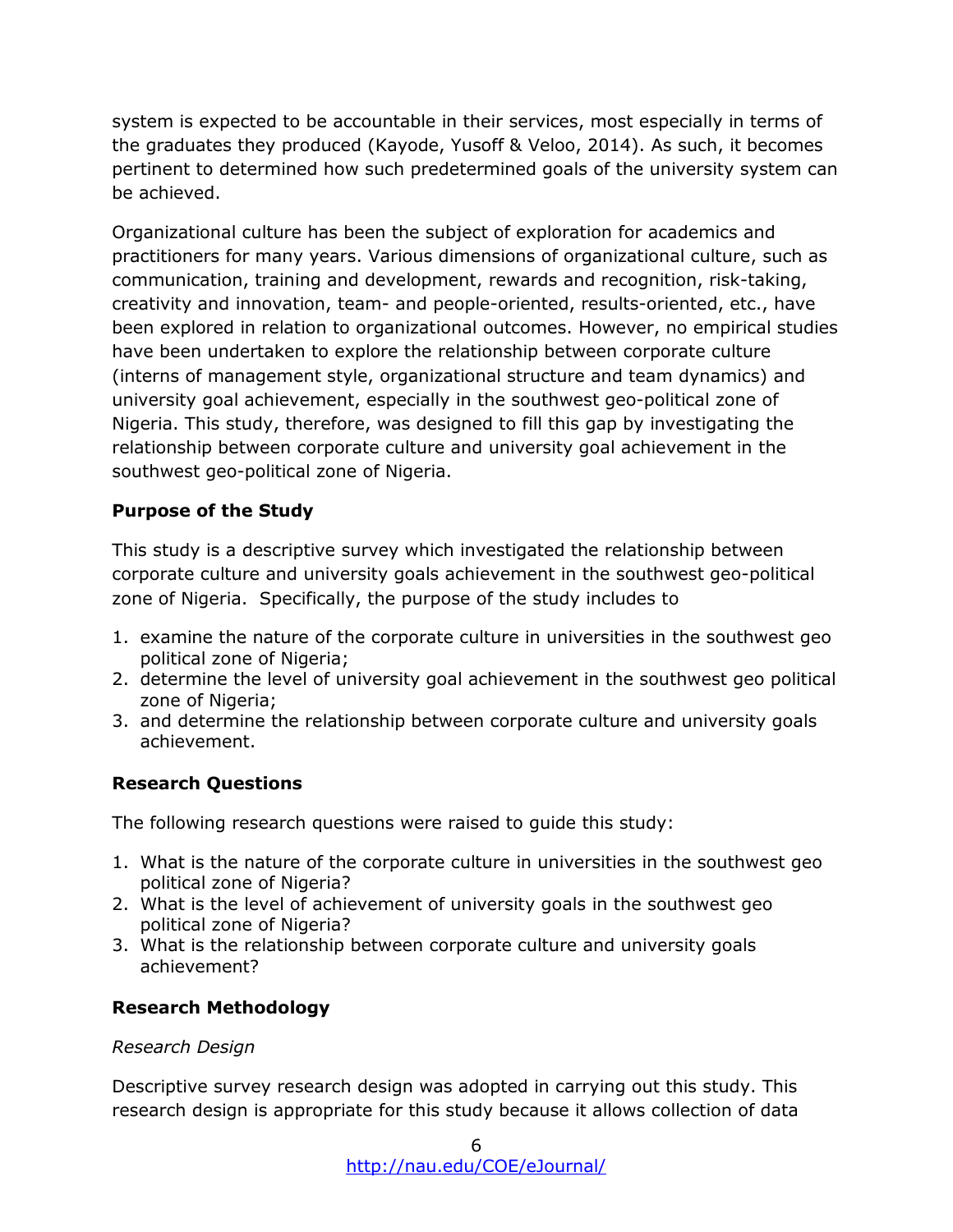system is expected to be accountable in their services, most especially in terms of the graduates they produced (Kayode, Yusoff & Veloo, 2014). As such, it becomes pertinent to determined how such predetermined goals of the university system can be achieved.

Organizational culture has been the subject of exploration for academics and practitioners for many years. Various dimensions of organizational culture, such as communication, training and development, rewards and recognition, risk-taking, creativity and innovation, team- and people-oriented, results-oriented, etc., have been explored in relation to organizational outcomes. However, no empirical studies have been undertaken to explore the relationship between corporate culture (interns of management style, organizational structure and team dynamics) and university goal achievement, especially in the southwest geo-political zone of Nigeria. This study, therefore, was designed to fill this gap by investigating the relationship between corporate culture and university goal achievement in the southwest geo-political zone of Nigeria.

## Purpose of the Study

This study is a descriptive survey which investigated the relationship between corporate culture and university goals achievement in the southwest geo-political zone of Nigeria. Specifically, the purpose of the study includes to

1. examine the nature of the corporate culture in universities in the southwest geo political zone of Nigeria;
2. determine the level of university goal achievement in the southwest geo political zone of Nigeria;
3. and determine the relationship between corporate culture and university goals achievement.

## Research Questions

The following research questions were raised to guide this study:

1. What is the nature of the corporate culture in universities in the southwest geo political zone of Nigeria?
2. What is the level of achievement of university goals in the southwest geo political zone of Nigeria?
3. What is the relationship between corporate culture and university goals achievement?

## Research Methodology

### *Research Design*

Descriptive survey research design was adopted in carrying out this study. This research design is appropriate for this study because it allows collection of data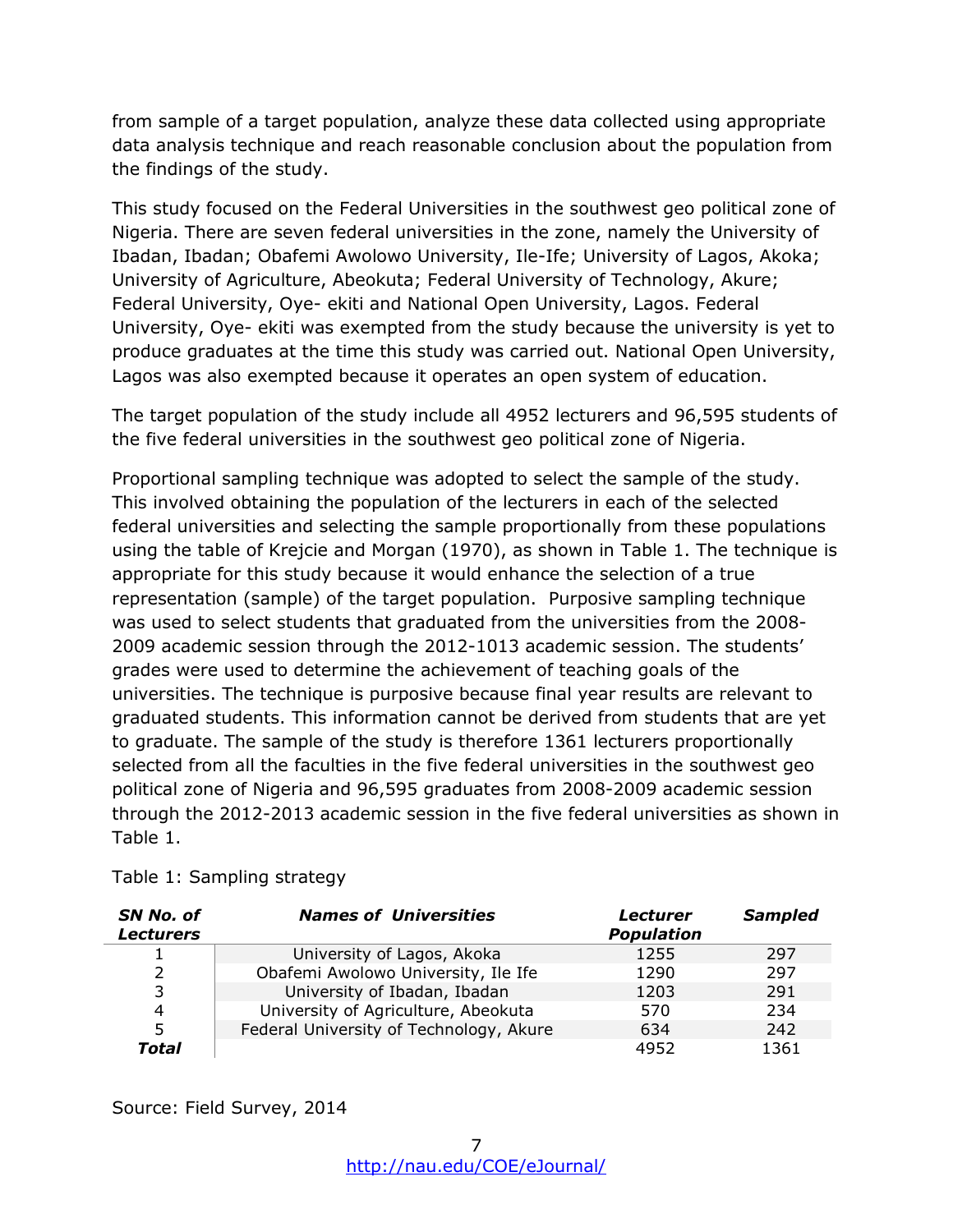from sample of a target population, analyze these data collected using appropriate data analysis technique and reach reasonable conclusion about the population from the findings of the study.

This study focused on the Federal Universities in the southwest geo political zone of Nigeria. There are seven federal universities in the zone, namely the University of Ibadan, Ibadan; Obafemi Awolowo University, Ile-Ife; University of Lagos, Akoka; University of Agriculture, Abeokuta; Federal University of Technology, Akure; Federal University, Oye- ekiti and National Open University, Lagos. Federal University, Oye- ekiti was exempted from the study because the university is yet to produce graduates at the time this study was carried out. National Open University, Lagos was also exempted because it operates an open system of education.

The target population of the study include all 4952 lecturers and 96,595 students of the five federal universities in the southwest geo political zone of Nigeria.

Proportional sampling technique was adopted to select the sample of the study. This involved obtaining the population of the lecturers in each of the selected federal universities and selecting the sample proportionally from these populations using the table of Krejcie and Morgan (1970), as shown in Table 1. The technique is appropriate for this study because it would enhance the selection of a true representation (sample) of the target population. Purposive sampling technique was used to select students that graduated from the universities from the 2008-2009 academic session through the 2012-1013 academic session. The students' grades were used to determine the achievement of teaching goals of the universities. The technique is purposive because final year results are relevant to graduated students. This information cannot be derived from students that are yet to graduate. The sample of the study is therefore 1361 lecturers proportionally selected from all the faculties in the five federal universities in the southwest geo political zone of Nigeria and 96,595 graduates from 2008-2009 academic session through the 2012-2013 academic session in the five federal universities as shown in Table 1.

Table 1: Sampling strategy

| ***SN No. of Lecturers*** | ***Names of Universities*** | ***Lecturer Population*** | ***Sampled*** |
|---|---|---|---|
| 1 | University of Lagos, Akoka | 1255 | 297 |
| 2 | Obafemi Awolowo University, Ile Ife | 1290 | 297 |
| 3 | University of Ibadan, Ibadan | 1203 | 291 |
| 4 | University of Agriculture, Abeokuta | 570 | 234 |
| 5 | Federal University of Technology, Akure | 634 | 242 |
| ***Total*** | | 4952 | 1361 |

Source: Field Survey, 2014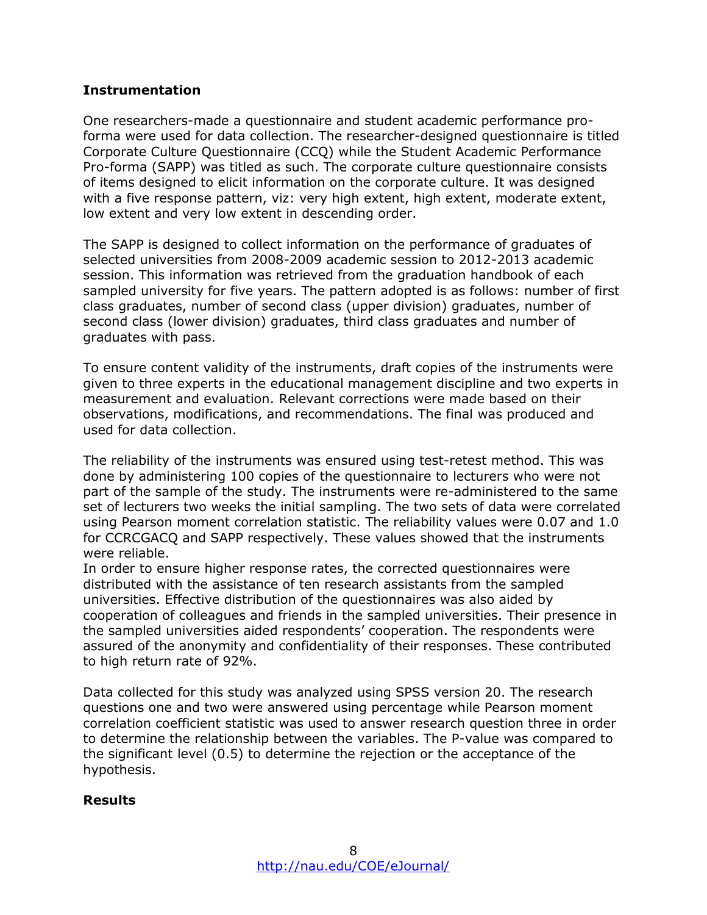## Instrumentation

One researchers-made a questionnaire and student academic performance pro-forma were used for data collection. The researcher-designed questionnaire is titled Corporate Culture Questionnaire (CCQ) while the Student Academic Performance Pro-forma (SAPP) was titled as such. The corporate culture questionnaire consists of items designed to elicit information on the corporate culture. It was designed with a five response pattern, viz: very high extent, high extent, moderate extent, low extent and very low extent in descending order.

The SAPP is designed to collect information on the performance of graduates of selected universities from 2008-2009 academic session to 2012-2013 academic session. This information was retrieved from the graduation handbook of each sampled university for five years. The pattern adopted is as follows: number of first class graduates, number of second class (upper division) graduates, number of second class (lower division) graduates, third class graduates and number of graduates with pass.

To ensure content validity of the instruments, draft copies of the instruments were given to three experts in the educational management discipline and two experts in measurement and evaluation. Relevant corrections were made based on their observations, modifications, and recommendations. The final was produced and used for data collection.

The reliability of the instruments was ensured using test-retest method. This was done by administering 100 copies of the questionnaire to lecturers who were not part of the sample of the study. The instruments were re-administered to the same set of lecturers two weeks the initial sampling. The two sets of data were correlated using Pearson moment correlation statistic. The reliability values were 0.07 and 1.0 for CCRCGACQ and SAPP respectively. These values showed that the instruments were reliable.
In order to ensure higher response rates, the corrected questionnaires were distributed with the assistance of ten research assistants from the sampled universities. Effective distribution of the questionnaires was also aided by cooperation of colleagues and friends in the sampled universities. Their presence in the sampled universities aided respondents' cooperation. The respondents were assured of the anonymity and confidentiality of their responses. These contributed to high return rate of 92%.

Data collected for this study was analyzed using SPSS version 20. The research questions one and two were answered using percentage while Pearson moment correlation coefficient statistic was used to answer research question three in order to determine the relationship between the variables. The P-value was compared to the significant level (0.5) to determine the rejection or the acceptance of the hypothesis.

## Results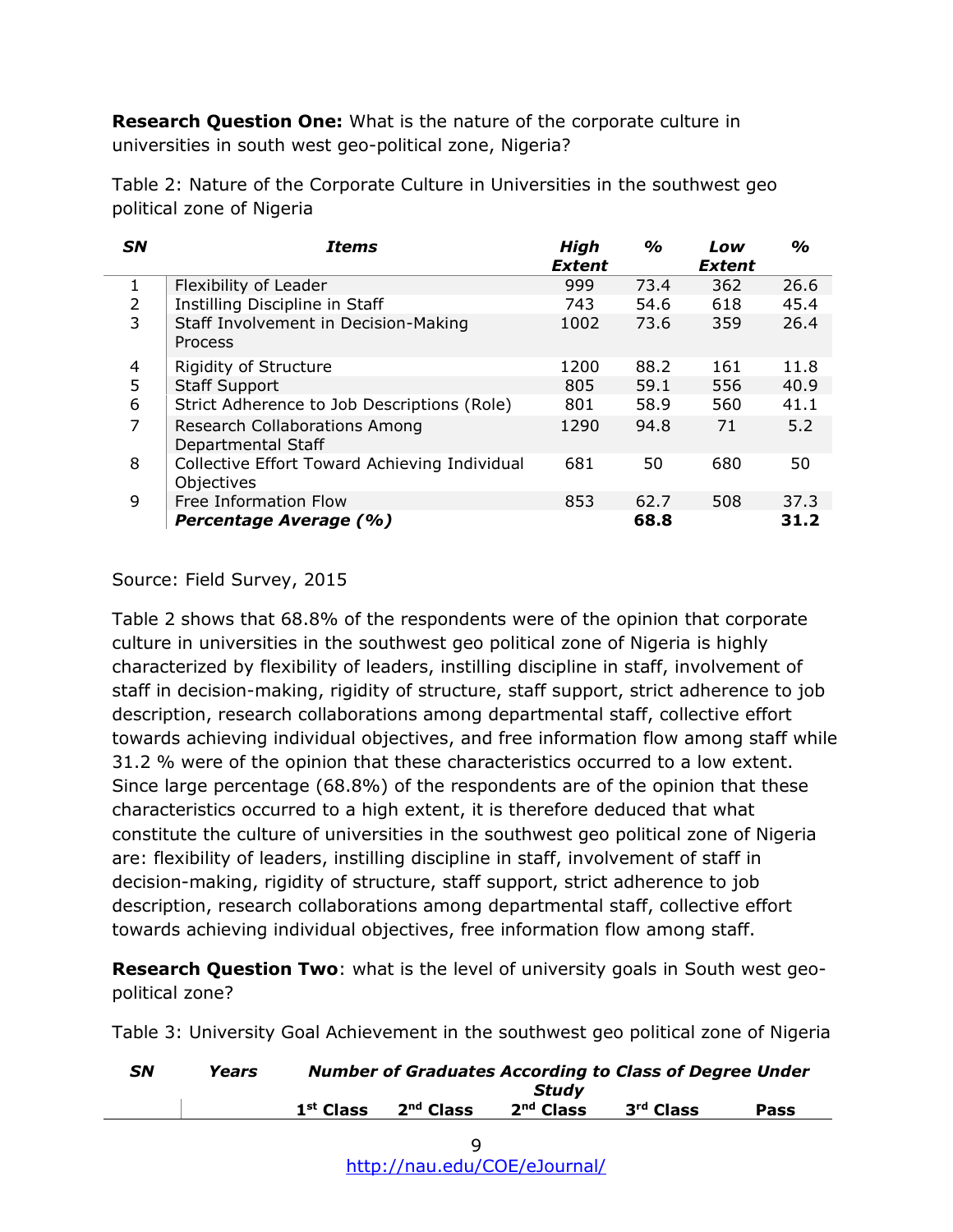**Research Question One:** What is the nature of the corporate culture in universities in south west geo-political zone, Nigeria?

Table 2: Nature of the Corporate Culture in Universities in the southwest geo political zone of Nigeria

| *SN* | *Items* | *High Extent* | *%* | *Low Extent* | *%* |
|---|---|---|---|---|---|
| 1 | Flexibility of Leader | 999 | 73.4 | 362 | 26.6 |
| 2 | Instilling Discipline in Staff | 743 | 54.6 | 618 | 45.4 |
| 3 | Staff Involvement in Decision-Making Process | 1002 | 73.6 | 359 | 26.4 |
| 4 | Rigidity of Structure | 1200 | 88.2 | 161 | 11.8 |
| 5 | Staff Support | 805 | 59.1 | 556 | 40.9 |
| 6 | Strict Adherence to Job Descriptions (Role) | 801 | 58.9 | 560 | 41.1 |
| 7 | Research Collaborations Among Departmental Staff | 1290 | 94.8 | 71 | 5.2 |
| 8 | Collective Effort Toward Achieving Individual Objectives | 681 | 50 | 680 | 50 |
| 9 | Free Information Flow | 853 | 62.7 | 508 | 37.3 |
| | ***Percentage Average (%)*** | | **68.8** | | **31.2** |

Source: Field Survey, 2015

Table 2 shows that 68.8% of the respondents were of the opinion that corporate culture in universities in the southwest geo political zone of Nigeria is highly characterized by flexibility of leaders, instilling discipline in staff, involvement of staff in decision-making, rigidity of structure, staff support, strict adherence to job description, research collaborations among departmental staff, collective effort towards achieving individual objectives, and free information flow among staff while 31.2 % were of the opinion that these characteristics occurred to a low extent. Since large percentage (68.8%) of the respondents are of the opinion that these characteristics occurred to a high extent, it is therefore deduced that what constitute the culture of universities in the southwest geo political zone of Nigeria are: flexibility of leaders, instilling discipline in staff, involvement of staff in decision-making, rigidity of structure, staff support, strict adherence to job description, research collaborations among departmental staff, collective effort towards achieving individual objectives, free information flow among staff.

**Research Question Two**: what is the level of university goals in South west geo-political zone?

Table 3: University Goal Achievement in the southwest geo political zone of Nigeria

| *SN* | *Years* | *Number of Graduates According to Class of Degree Under Study* | | | | |
|---|---|---|---|---|---|---|
| | | **1st Class** | **2nd Class** | **2nd Class** | **3rd Class** | **Pass** |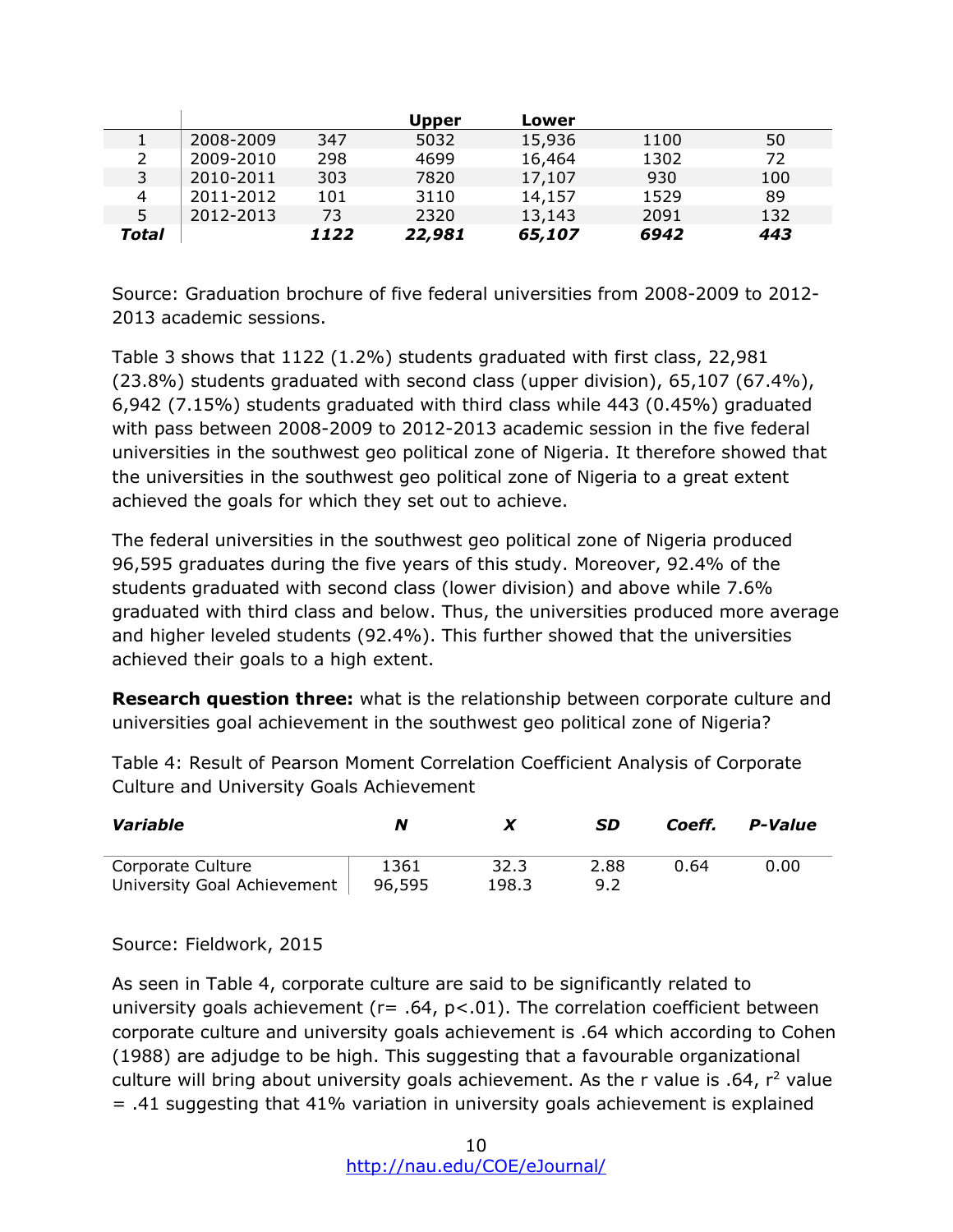| | | | Upper | Lower | | |
|---|---|---|---|---|---|---|
| 1 | 2008-2009 | 347 | 5032 | 15,936 | 1100 | 50 |
| 2 | 2009-2010 | 298 | 4699 | 16,464 | 1302 | 72 |
| 3 | 2010-2011 | 303 | 7820 | 17,107 | 930 | 100 |
| 4 | 2011-2012 | 101 | 3110 | 14,157 | 1529 | 89 |
| 5 | 2012-2013 | 73 | 2320 | 13,143 | 2091 | 132 |
| ***Total*** | | ***1122*** | ***22,981*** | ***65,107*** | ***6942*** | ***443*** |

Source: Graduation brochure of five federal universities from 2008-2009 to 2012-2013 academic sessions.

Table 3 shows that 1122 (1.2%) students graduated with first class, 22,981 (23.8%) students graduated with second class (upper division), 65,107 (67.4%), 6,942 (7.15%) students graduated with third class while 443 (0.45%) graduated with pass between 2008-2009 to 2012-2013 academic session in the five federal universities in the southwest geo political zone of Nigeria. It therefore showed that the universities in the southwest geo political zone of Nigeria to a great extent achieved the goals for which they set out to achieve.

The federal universities in the southwest geo political zone of Nigeria produced 96,595 graduates during the five years of this study. Moreover, 92.4% of the students graduated with second class (lower division) and above while 7.6% graduated with third class and below. Thus, the universities produced more average and higher leveled students (92.4%). This further showed that the universities achieved their goals to a high extent.

**Research question three:** what is the relationship between corporate culture and universities goal achievement in the southwest geo political zone of Nigeria?

Table 4: Result of Pearson Moment Correlation Coefficient Analysis of Corporate Culture and University Goals Achievement

| *Variable* | *N* | *X* | *SD* | *Coeff.* | *P-Value* |
|---|---|---|---|---|---|
| Corporate Culture | 1361 | 32.3 | 2.88 | 0.64 | 0.00 |
| University Goal Achievement | 96,595 | 198.3 | 9.2 | | |

Source: Fieldwork, 2015

As seen in Table 4, corporate culture are said to be significantly related to university goals achievement ($r = .64$, $p < .01$). The correlation coefficient between corporate culture and university goals achievement is .64 which according to Cohen (1988) are adjudge to be high. This suggesting that a favourable organizational culture will bring about university goals achievement. As the r value is .64, $r^2$ value = .41 suggesting that 41% variation in university goals achievement is explained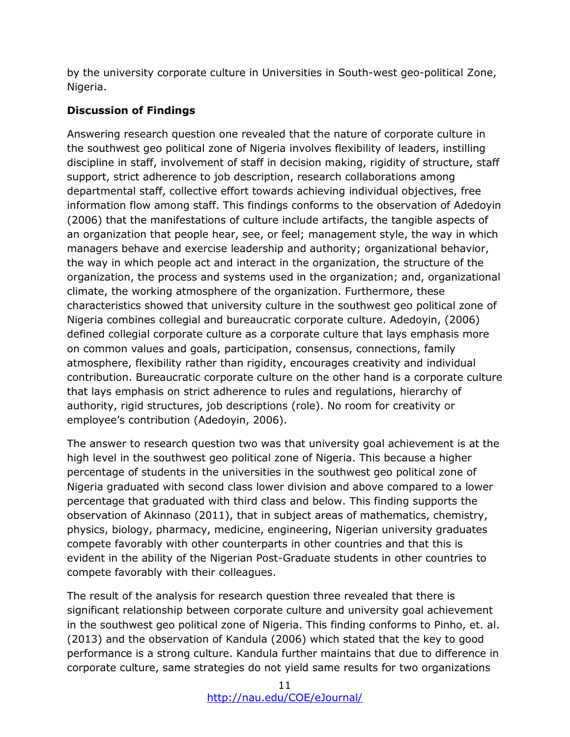by the university corporate culture in Universities in South-west geo-political Zone, Nigeria.

**Discussion of Findings**

Answering research question one revealed that the nature of corporate culture in the southwest geo political zone of Nigeria involves flexibility of leaders, instilling discipline in staff, involvement of staff in decision making, rigidity of structure, staff support, strict adherence to job description, research collaborations among departmental staff, collective effort towards achieving individual objectives, free information flow among staff. This findings conforms to the observation of Adedoyin (2006) that the manifestations of culture include artifacts, the tangible aspects of an organization that people hear, see, or feel; management style, the way in which managers behave and exercise leadership and authority; organizational behavior, the way in which people act and interact in the organization, the structure of the organization, the process and systems used in the organization; and, organizational climate, the working atmosphere of the organization. Furthermore, these characteristics showed that university culture in the southwest geo political zone of Nigeria combines collegial and bureaucratic corporate culture. Adedoyin, (2006) defined collegial corporate culture as a corporate culture that lays emphasis more on common values and goals, participation, consensus, connections, family atmosphere, flexibility rather than rigidity, encourages creativity and individual contribution. Bureaucratic corporate culture on the other hand is a corporate culture that lays emphasis on strict adherence to rules and regulations, hierarchy of authority, rigid structures, job descriptions (role). No room for creativity or employee's contribution (Adedoyin, 2006).

The answer to research question two was that university goal achievement is at the high level in the southwest geo political zone of Nigeria. This because a higher percentage of students in the universities in the southwest geo political zone of Nigeria graduated with second class lower division and above compared to a lower percentage that graduated with third class and below. This finding supports the observation of Akinnaso (2011), that in subject areas of mathematics, chemistry, physics, biology, pharmacy, medicine, engineering, Nigerian university graduates compete favorably with other counterparts in other countries and that this is evident in the ability of the Nigerian Post-Graduate students in other countries to compete favorably with their colleagues.

The result of the analysis for research question three revealed that there is significant relationship between corporate culture and university goal achievement in the southwest geo political zone of Nigeria. This finding conforms to Pinho, et. al. (2013) and the observation of Kandula (2006) which stated that the key to good performance is a strong culture. Kandula further maintains that due to difference in corporate culture, same strategies do not yield same results for two organizations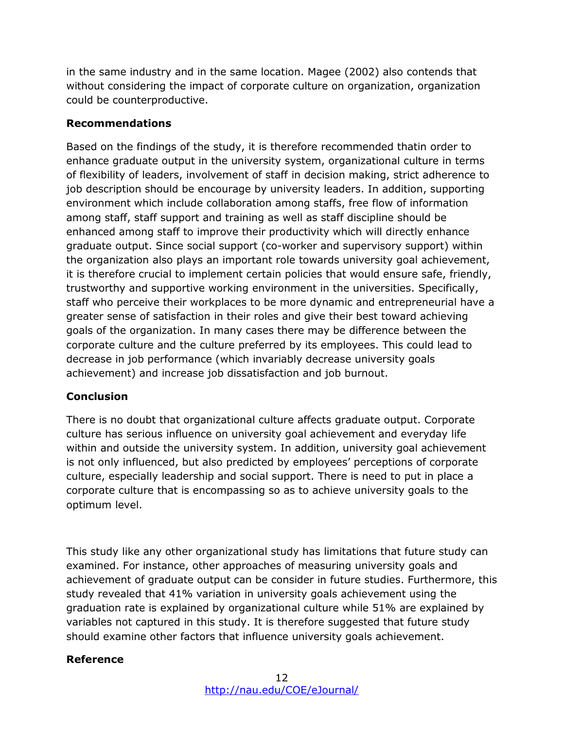in the same industry and in the same location. Magee (2002) also contends that without considering the impact of corporate culture on organization, organization could be counterproductive.

**Recommendations**

Based on the findings of the study, it is therefore recommended thatin order to enhance graduate output in the university system, organizational culture in terms of flexibility of leaders, involvement of staff in decision making, strict adherence to job description should be encourage by university leaders. In addition, supporting environment which include collaboration among staffs, free flow of information among staff, staff support and training as well as staff discipline should be enhanced among staff to improve their productivity which will directly enhance graduate output. Since social support (co-worker and supervisory support) within the organization also plays an important role towards university goal achievement, it is therefore crucial to implement certain policies that would ensure safe, friendly, trustworthy and supportive working environment in the universities. Specifically, staff who perceive their workplaces to be more dynamic and entrepreneurial have a greater sense of satisfaction in their roles and give their best toward achieving goals of the organization. In many cases there may be difference between the corporate culture and the culture preferred by its employees. This could lead to decrease in job performance (which invariably decrease university goals achievement) and increase job dissatisfaction and job burnout.

**Conclusion**

There is no doubt that organizational culture affects graduate output. Corporate culture has serious influence on university goal achievement and everyday life within and outside the university system. In addition, university goal achievement is not only influenced, but also predicted by employees' perceptions of corporate culture, especially leadership and social support. There is need to put in place a corporate culture that is encompassing so as to achieve university goals to the optimum level.

This study like any other organizational study has limitations that future study can examined. For instance, other approaches of measuring university goals and achievement of graduate output can be consider in future studies. Furthermore, this study revealed that 41% variation in university goals achievement using the graduation rate is explained by organizational culture while 51% are explained by variables not captured in this study. It is therefore suggested that future study should examine other factors that influence university goals achievement.

**Reference**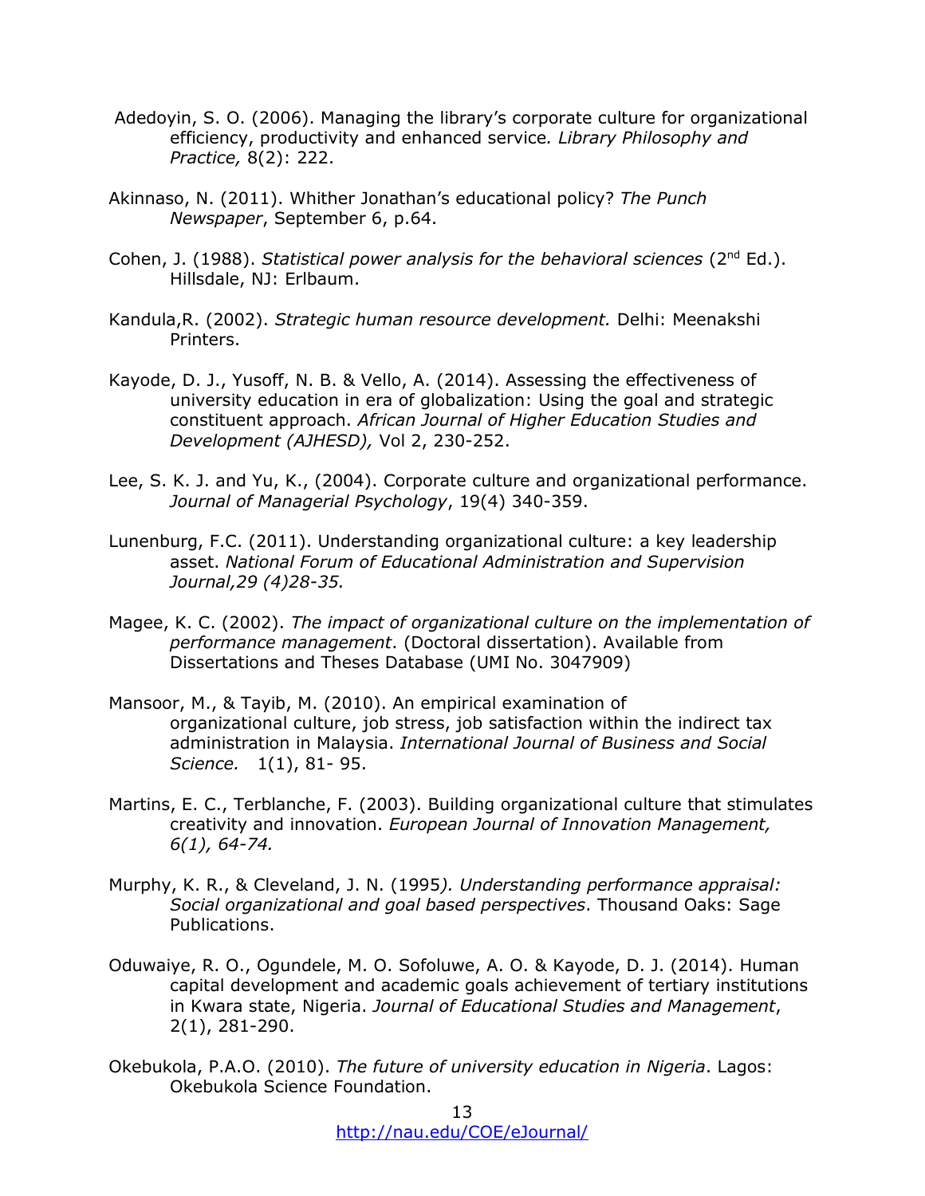Adedoyin, S. O. (2006). Managing the library's corporate culture for organizational efficiency, productivity and enhanced service. *Library Philosophy and Practice,* 8(2): 222.

Akinnaso, N. (2011). Whither Jonathan's educational policy? *The Punch Newspaper*, September 6, p.64.

Cohen, J. (1988). *Statistical power analysis for the behavioral sciences* (2nd Ed.). Hillsdale, NJ: Erlbaum.

Kandula,R. (2002). *Strategic human resource development.* Delhi: Meenakshi Printers.

Kayode, D. J., Yusoff, N. B. & Vello, A. (2014). Assessing the effectiveness of university education in era of globalization: Using the goal and strategic constituent approach. *African Journal of Higher Education Studies and Development (AJHESD),* Vol 2, 230-252.

Lee, S. K. J. and Yu, K., (2004). Corporate culture and organizational performance. *Journal of Managerial Psychology*, 19(4) 340-359.

Lunenburg, F.C. (2011). Understanding organizational culture: a key leadership asset. *National Forum of Educational Administration and Supervision Journal,29 (4)28-35.*

Magee, K. C. (2002). *The impact of organizational culture on the implementation of performance management*. (Doctoral dissertation). Available from Dissertations and Theses Database (UMI No. 3047909)

Mansoor, M., & Tayib, M. (2010). An empirical examination of organizational culture, job stress, job satisfaction within the indirect tax administration in Malaysia. *International Journal of Business and Social Science.* 1(1), 81- 95.

Martins, E. C., Terblanche, F. (2003). Building organizational culture that stimulates creativity and innovation. *European Journal of Innovation Management, 6(1), 64-74.*

Murphy, K. R., & Cleveland, J. N. (1995*). Understanding performance appraisal: Social organizational and goal based perspectives*. Thousand Oaks: Sage Publications.

Oduwaiye, R. O., Ogundele, M. O. Sofoluwe, A. O. & Kayode, D. J. (2014). Human capital development and academic goals achievement of tertiary institutions in Kwara state, Nigeria. *Journal of Educational Studies and Management*, 2(1), 281-290.

Okebukola, P.A.O. (2010). *The future of university education in Nigeria*. Lagos: Okebukola Science Foundation.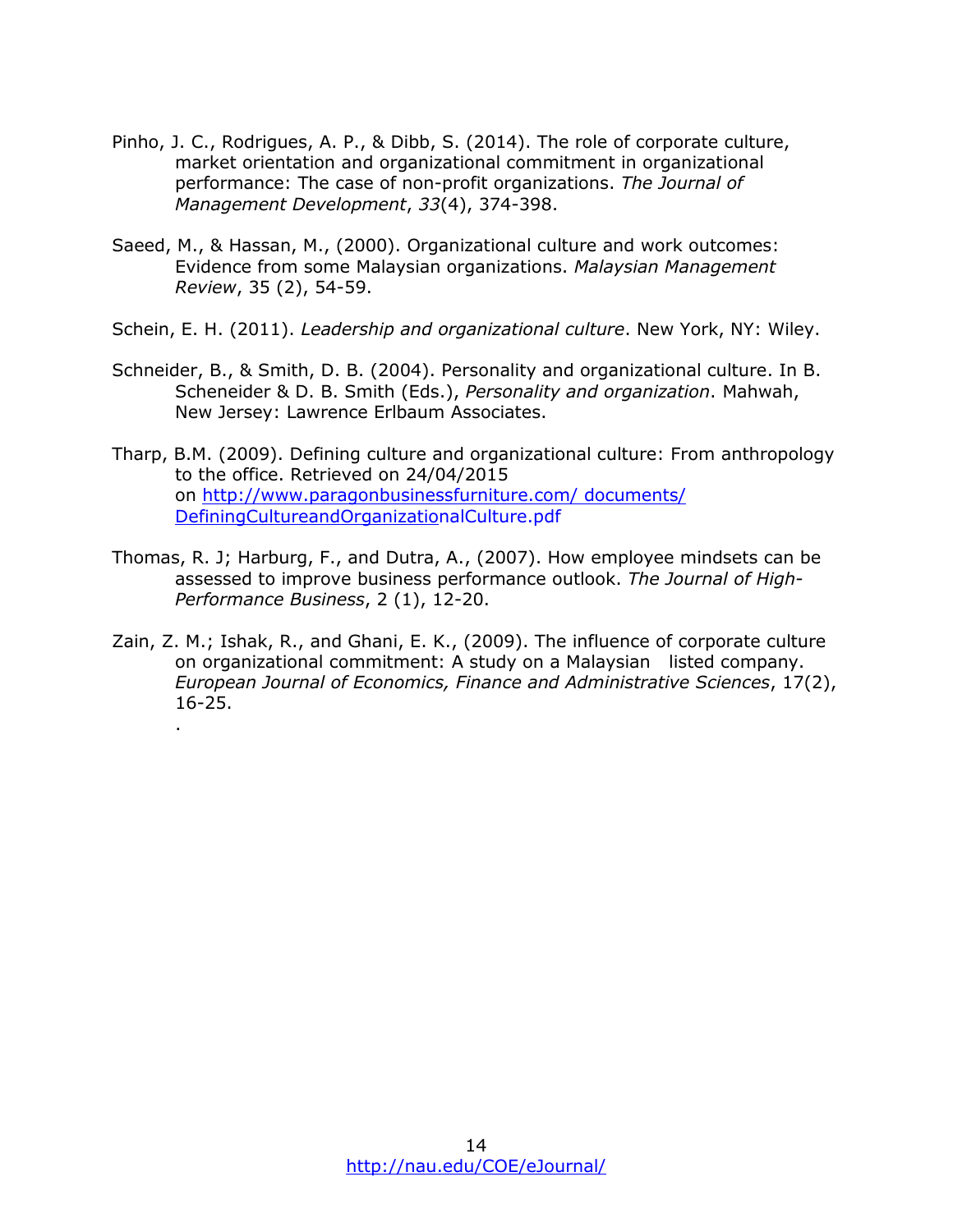Pinho, J. C., Rodrigues, A. P., & Dibb, S. (2014). The role of corporate culture, market orientation and organizational commitment in organizational performance: The case of non-profit organizations. *The Journal of Management Development*, *33*(4), 374-398.

Saeed, M., & Hassan, M., (2000). Organizational culture and work outcomes: Evidence from some Malaysian organizations. *Malaysian Management Review*, 35 (2), 54-59.

Schein, E. H. (2011). *Leadership and organizational culture*. New York, NY: Wiley.

Schneider, B., & Smith, D. B. (2004). Personality and organizational culture. In B. Scheneider & D. B. Smith (Eds.), *Personality and organization*. Mahwah, New Jersey: Lawrence Erlbaum Associates.

Tharp, B.M. (2009). Defining culture and organizational culture: From anthropology to the office. Retrieved on 24/04/2015 on http://www.paragonbusinessfurniture.com/ documents/ DefiningCultureandOrganizationalCulture.pdf

Thomas, R. J; Harburg, F., and Dutra, A., (2007). How employee mindsets can be assessed to improve business performance outlook. *The Journal of High-Performance Business*, 2 (1), 12-20.

Zain, Z. M.; Ishak, R., and Ghani, E. K., (2009). The influence of corporate culture on organizational commitment: A study on a Malaysian listed company. *European Journal of Economics, Finance and Administrative Sciences*, 17(2), 16-25.